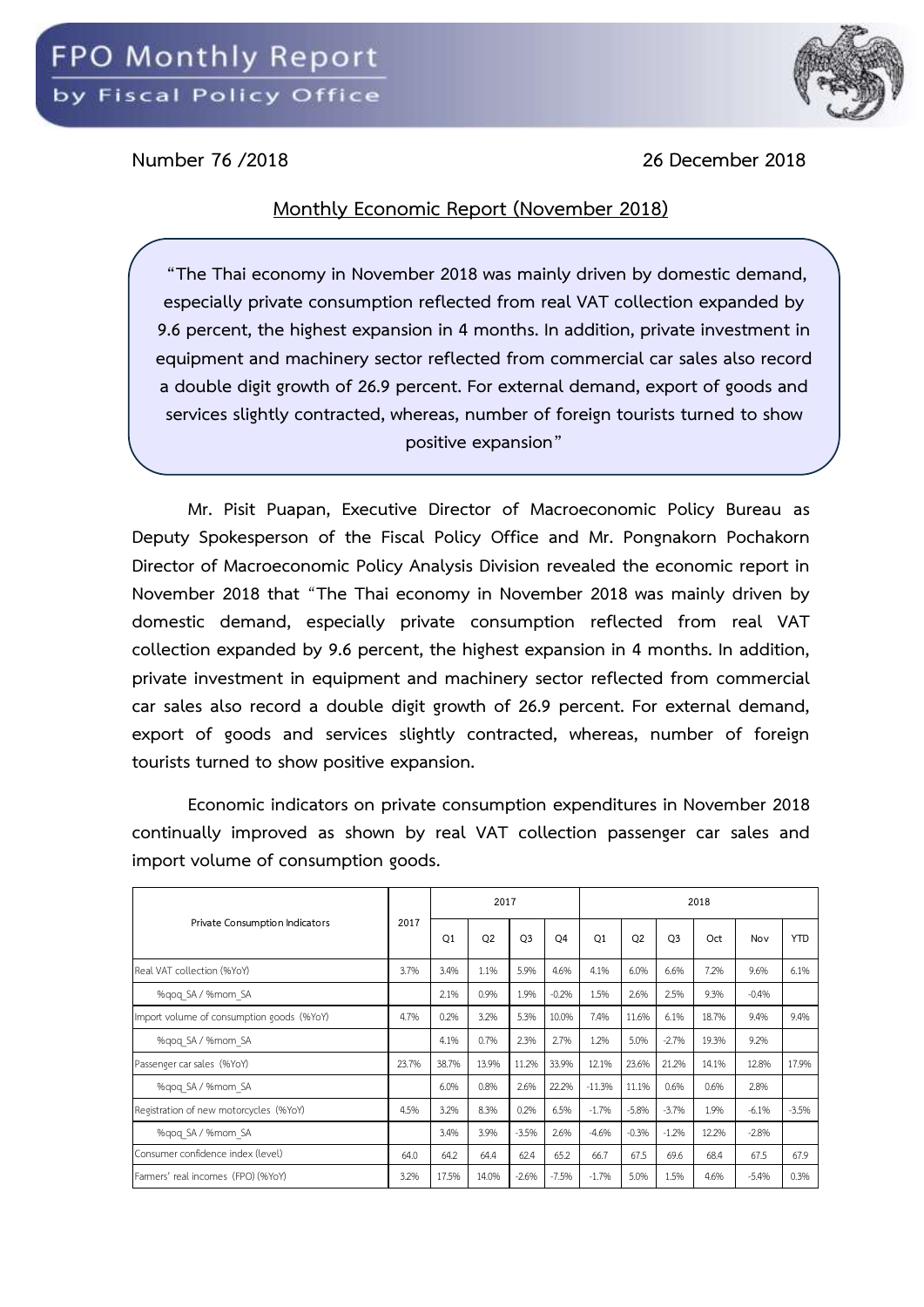# FPO Monthly Report

by Fiscal Policy Office

Number 76 /2018 26 December 2018

## Monthly Economic Report (November 2018)

> **"The Thai economy in November 2018 was mainly driven by domestic demand, especially private consumption reflected from real VAT collection expanded by 9.6 percent, the highest expansion in 4 months. In addition, private investment in equipment and machinery sector reflected from commercial car sales also record a double digit growth of 26.9 percent. For external demand, export of goods and services slightly contracted, whereas, number of foreign tourists turned to show positive expansion"**

**Mr. Pisit Puapan, Executive Director of Macroeconomic Policy Bureau as Deputy Spokesperson of the Fiscal Policy Office and Mr. Pongnakorn Pochakorn Director of Macroeconomic Policy Analysis Division revealed the economic report in November 2018 that "The Thai economy in November 2018 was mainly driven by domestic demand, especially private consumption reflected from real VAT collection expanded by 9.6 percent, the highest expansion in 4 months. In addition, private investment in equipment and machinery sector reflected from commercial car sales also record a double digit growth of 26.9 percent. For external demand, export of goods and services slightly contracted, whereas, number of foreign tourists turned to show positive expansion.**

**Economic indicators on private consumption expenditures in November 2018 continually improved as shown by real VAT collection passenger car sales and import volume of consumption goods.**

| Private Consumption Indicators | 2017 | 2017 | | | | 2018 | | | | | |
|---|---|---|---|---|---|---|---|---|---|---|---|
| | | Q1 | Q2 | Q3 | Q4 | Q1 | Q2 | Q3 | Oct | Nov | YTD |
| Real VAT collection (%YoY) | 3.7% | 3.4% | 1.1% | 5.9% | 4.6% | 4.1% | 6.0% | 6.6% | 7.2% | 9.6% | 6.1% |
| %qoq_SA / %mom_SA | | 2.1% | 0.9% | 1.9% | -0.2% | 1.5% | 2.6% | 2.5% | 9.3% | -0.4% | |
| Import volume of consumption goods (%YoY) | 4.7% | 0.2% | 3.2% | 5.3% | 10.0% | 7.4% | 11.6% | 6.1% | 18.7% | 9.4% | 9.4% |
| %qoq_SA / %mom_SA | | 4.1% | 0.7% | 2.3% | 2.7% | 1.2% | 5.0% | -2.7% | 19.3% | 9.2% | |
| Passenger car sales (%YoY) | 23.7% | 38.7% | 13.9% | 11.2% | 33.9% | 12.1% | 23.6% | 21.2% | 14.1% | 12.8% | 17.9% |
| %qoq_SA / %mom_SA | | 6.0% | 0.8% | 2.6% | 22.2% | -11.3% | 11.1% | 0.6% | 0.6% | 2.8% | |
| Registration of new motorcycles (%YoY) | 4.5% | 3.2% | 8.3% | 0.2% | 6.5% | -1.7% | -5.8% | -3.7% | 1.9% | -6.1% | -3.5% |
| %qoq_SA / %mom_SA | | 3.4% | 3.9% | -3.5% | 2.6% | -4.6% | -0.3% | -1.2% | 12.2% | -2.8% | |
| Consumer confidence index (level) | 64.0 | 64.2 | 64.4 | 62.4 | 65.2 | 66.7 | 67.5 | 69.6 | 68.4 | 67.5 | 67.9 |
| Farmers' real incomes (FPO) (%YoY) | 3.2% | 17.5% | 14.0% | -2.6% | -7.5% | -1.7% | 5.0% | 1.5% | 4.6% | -5.4% | 0.3% |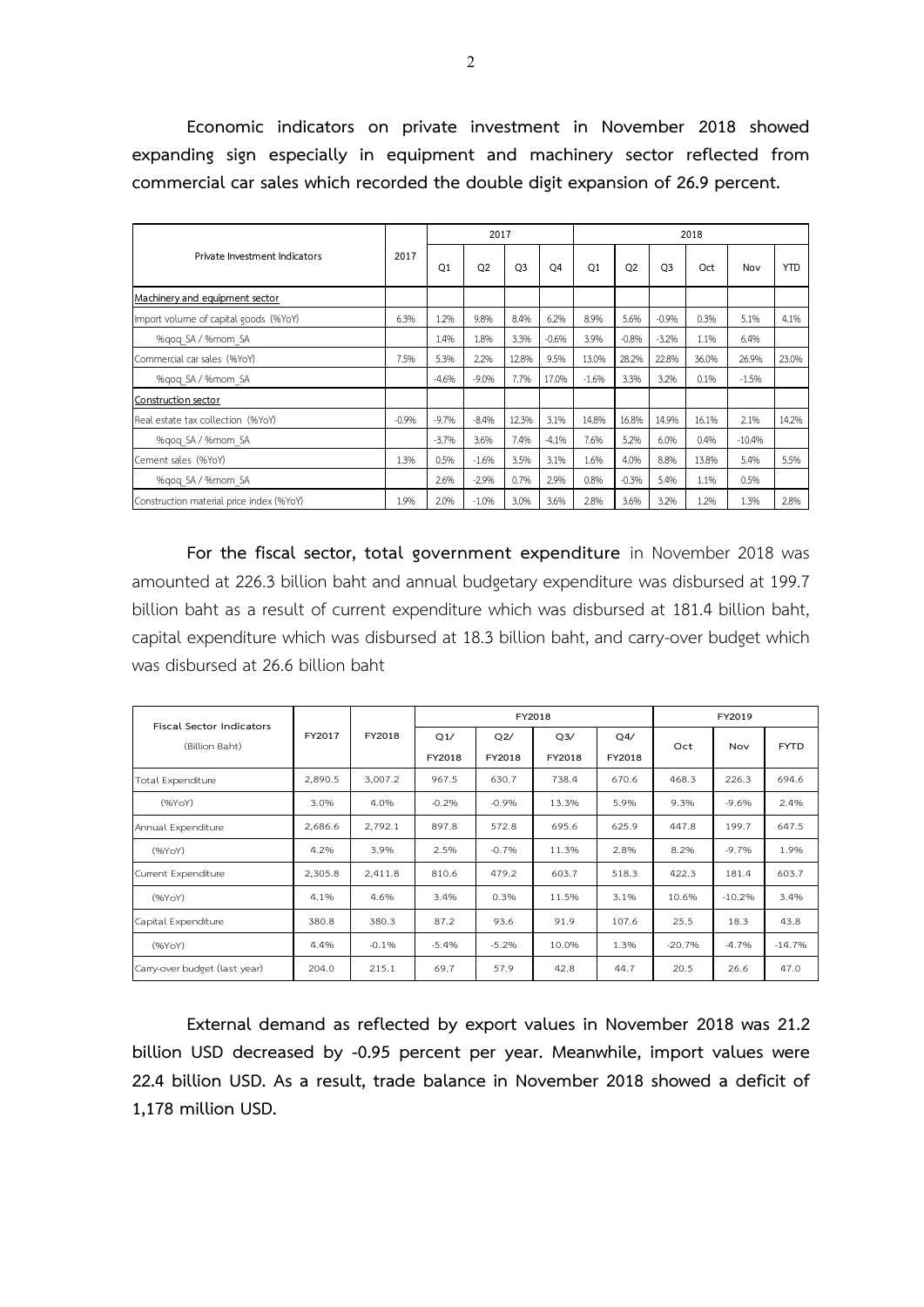**Economic indicators on private investment in November 2018 showed expanding sign especially in equipment and machinery sector reflected from commercial car sales which recorded the double digit expansion of 26.9 percent.**

| Private Investment Indicators | 2017 | 2017 | | | | 2018 | | | | | |
|---|---|---|---|---|---|---|---|---|---|---|---|
| | | Q1 | Q2 | Q3 | Q4 | Q1 | Q2 | Q3 | Oct | Nov | YTD |
| Machinery and equipment sector | | | | | | | | | | | |
| Import volume of capital goods (%YoY) | 6.3% | 1.2% | 9.8% | 8.4% | 6.2% | 8.9% | 5.6% | -0.9% | 0.3% | 5.1% | 4.1% |
| %qoq_SA / %mom_SA | | 1.4% | 1.8% | 3.3% | -0.6% | 3.9% | -0.8% | -3.2% | 1.1% | 6.4% | |
| Commercial car sales (%YoY) | 7.5% | 5.3% | 2.2% | 12.8% | 9.5% | 13.0% | 28.2% | 22.8% | 36.0% | 26.9% | 23.0% |
| %qoq_SA / %mom_SA | | -4.6% | -9.0% | 7.7% | 17.0% | -1.6% | 3.3% | 3.2% | 0.1% | -1.5% | |
| Construction sector | | | | | | | | | | | |
| Real estate tax collection (%YoY) | -0.9% | -9.7% | -8.4% | 12.3% | 3.1% | 14.8% | 16.8% | 14.9% | 16.1% | 2.1% | 14.2% |
| %qoq_SA / %mom_SA | | -3.7% | 3.6% | 7.4% | -4.1% | 7.6% | 5.2% | 6.0% | 0.4% | -10.4% | |
| Cement sales (%YoY) | 1.3% | 0.5% | -1.6% | 3.5% | 3.1% | 1.6% | 4.0% | 8.8% | 13.8% | 5.4% | 5.5% |
| %qoq_SA / %mom_SA | | 2.6% | -2.9% | 0.7% | 2.9% | 0.8% | -0.3% | 5.4% | 1.1% | 0.5% | |
| Construction material price index (%YoY) | 1.9% | 2.0% | -1.0% | 3.0% | 3.6% | 2.8% | 3.6% | 3.2% | 1.2% | 1.3% | 2.8% |

**For the fiscal sector, total government expenditure** in November 2018 was amounted at 226.3 billion baht and annual budgetary expenditure was disbursed at 199.7 billion baht as a result of current expenditure which was disbursed at 181.4 billion baht, capital expenditure which was disbursed at 18.3 billion baht, and carry-over budget which was disbursed at 26.6 billion baht

| Fiscal Sector Indicators (Billion Baht) | FY2017 | FY2018 | FY2018 | | | | FY2019 | | |
|---|---|---|---|---|---|---|---|---|---|
| | | | Q1/ FY2018 | Q2/ FY2018 | Q3/ FY2018 | Q4/ FY2018 | Oct | Nov | FYTD |
| Total Expenditure | 2,890.5 | 3,007.2 | 967.5 | 630.7 | 738.4 | 670.6 | 468.3 | 226.3 | 694.6 |
| (%YoY) | 3.0% | 4.0% | -0.2% | -0.9% | 13.3% | 5.9% | 9.3% | -9.6% | 2.4% |
| Annual Expenditure | 2,686.6 | 2,792.1 | 897.8 | 572.8 | 695.6 | 625.9 | 447.8 | 199.7 | 647.5 |
| (%YoY) | 4.2% | 3.9% | 2.5% | -0.7% | 11.3% | 2.8% | 8.2% | -9.7% | 1.9% |
| Current Expenditure | 2,305.8 | 2,411.8 | 810.6 | 479.2 | 603.7 | 518.3 | 422.3 | 181.4 | 603.7 |
| (%YoY) | 4.1% | 4.6% | 3.4% | 0.3% | 11.5% | 3.1% | 10.6% | -10.2% | 3.4% |
| Capital Expenditure | 380.8 | 380.3 | 87.2 | 93.6 | 91.9 | 107.6 | 25.5 | 18.3 | 43.8 |
| (%YoY) | 4.4% | -0.1% | -5.4% | -5.2% | 10.0% | 1.3% | -20.7% | -4.7% | -14.7% |
| Carry-over budget (last year) | 204.0 | 215.1 | 69.7 | 57.9 | 42.8 | 44.7 | 20.5 | 26.6 | 47.0 |

**External demand as reflected by export values in November 2018 was 21.2 billion USD decreased by -0.95 percent per year. Meanwhile, import values were 22.4 billion USD. As a result, trade balance in November 2018 showed a deficit of 1,178 million USD.**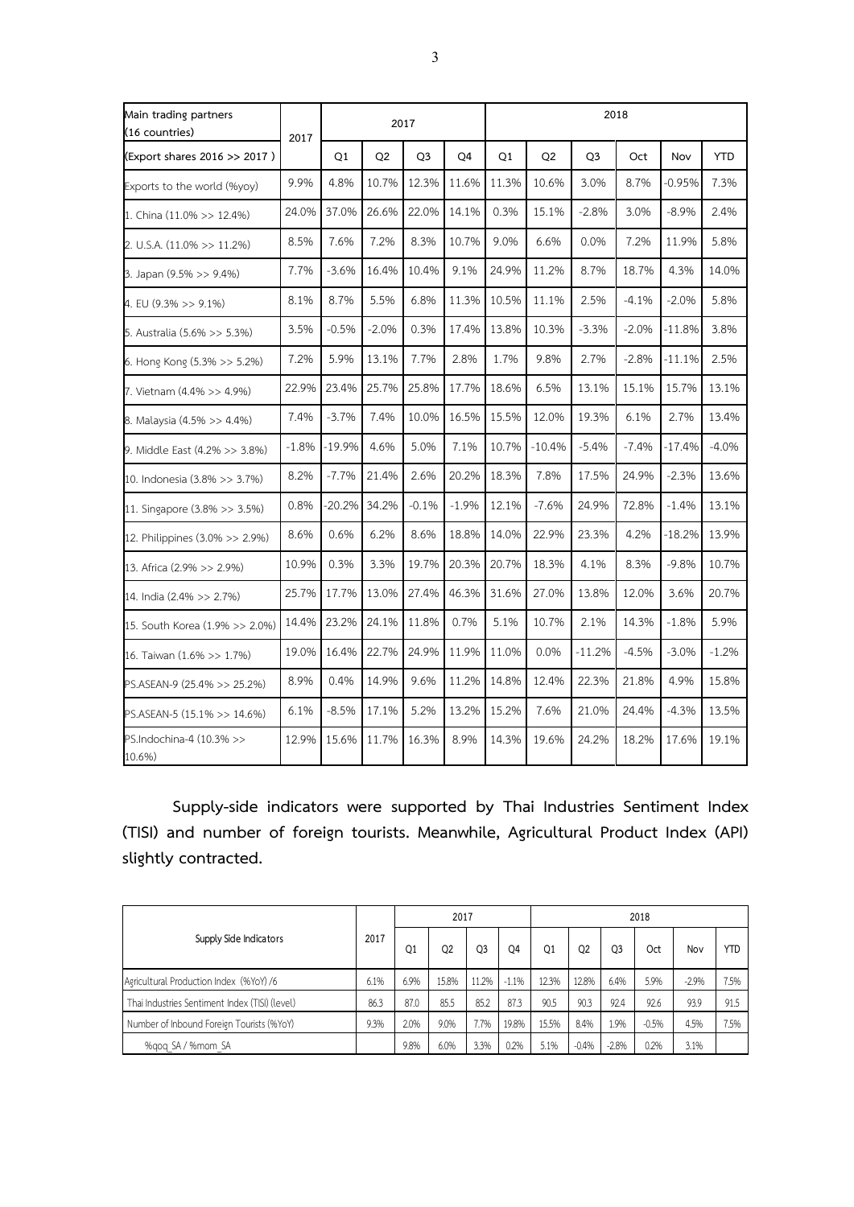| Main trading partners (16 countries) | 2017 | 2017 | | | | 2018 | | | | | |
|---|---|---|---|---|---|---|---|---|---|---|---|
| (Export shares 2016 >> 2017 ) | | Q1 | Q2 | Q3 | Q4 | Q1 | Q2 | Q3 | Oct | Nov | YTD |
| Exports to the world (%yoy) | 9.9% | 4.8% | 10.7% | 12.3% | 11.6% | 11.3% | 10.6% | 3.0% | 8.7% | -0.95% | 7.3% |
| 1. China (11.0% >> 12.4%) | 24.0% | 37.0% | 26.6% | 22.0% | 14.1% | 0.3% | 15.1% | -2.8% | 3.0% | -8.9% | 2.4% |
| 2. U.S.A. (11.0% >> 11.2%) | 8.5% | 7.6% | 7.2% | 8.3% | 10.7% | 9.0% | 6.6% | 0.0% | 7.2% | 11.9% | 5.8% |
| 3. Japan (9.5% >> 9.4%) | 7.7% | -3.6% | 16.4% | 10.4% | 9.1% | 24.9% | 11.2% | 8.7% | 18.7% | 4.3% | 14.0% |
| 4. EU (9.3% >> 9.1%) | 8.1% | 8.7% | 5.5% | 6.8% | 11.3% | 10.5% | 11.1% | 2.5% | -4.1% | -2.0% | 5.8% |
| 5. Australia (5.6% >> 5.3%) | 3.5% | -0.5% | -2.0% | 0.3% | 17.4% | 13.8% | 10.3% | -3.3% | -2.0% | -11.8% | 3.8% |
| 6. Hong Kong (5.3% >> 5.2%) | 7.2% | 5.9% | 13.1% | 7.7% | 2.8% | 1.7% | 9.8% | 2.7% | -2.8% | -11.1% | 2.5% |
| 7. Vietnam (4.4% >> 4.9%) | 22.9% | 23.4% | 25.7% | 25.8% | 17.7% | 18.6% | 6.5% | 13.1% | 15.1% | 15.7% | 13.1% |
| 8. Malaysia (4.5% >> 4.4%) | 7.4% | -3.7% | 7.4% | 10.0% | 16.5% | 15.5% | 12.0% | 19.3% | 6.1% | 2.7% | 13.4% |
| 9. Middle East (4.2% >> 3.8%) | -1.8% | -19.9% | 4.6% | 5.0% | 7.1% | 10.7% | -10.4% | -5.4% | -7.4% | -17.4% | -4.0% |
| 10. Indonesia (3.8% >> 3.7%) | 8.2% | -7.7% | 21.4% | 2.6% | 20.2% | 18.3% | 7.8% | 17.5% | 24.9% | -2.3% | 13.6% |
| 11. Singapore (3.8% >> 3.5%) | 0.8% | -20.2% | 34.2% | -0.1% | -1.9% | 12.1% | -7.6% | 24.9% | 72.8% | -1.4% | 13.1% |
| 12. Philippines (3.0% >> 2.9%) | 8.6% | 0.6% | 6.2% | 8.6% | 18.8% | 14.0% | 22.9% | 23.3% | 4.2% | -18.2% | 13.9% |
| 13. Africa (2.9% >> 2.9%) | 10.9% | 0.3% | 3.3% | 19.7% | 20.3% | 20.7% | 18.3% | 4.1% | 8.3% | -9.8% | 10.7% |
| 14. India (2.4% >> 2.7%) | 25.7% | 17.7% | 13.0% | 27.4% | 46.3% | 31.6% | 27.0% | 13.8% | 12.0% | 3.6% | 20.7% |
| 15. South Korea (1.9% >> 2.0%) | 14.4% | 23.2% | 24.1% | 11.8% | 0.7% | 5.1% | 10.7% | 2.1% | 14.3% | -1.8% | 5.9% |
| 16. Taiwan (1.6% >> 1.7%) | 19.0% | 16.4% | 22.7% | 24.9% | 11.9% | 11.0% | 0.0% | -11.2% | -4.5% | -3.0% | -1.2% |
| PS.ASEAN-9 (25.4% >> 25.2%) | 8.9% | 0.4% | 14.9% | 9.6% | 11.2% | 14.8% | 12.4% | 22.3% | 21.8% | 4.9% | 15.8% |
| PS.ASEAN-5 (15.1% >> 14.6%) | 6.1% | -8.5% | 17.1% | 5.2% | 13.2% | 15.2% | 7.6% | 21.0% | 24.4% | -4.3% | 13.5% |
| PS.Indochina-4 (10.3% >> 10.6%) | 12.9% | 15.6% | 11.7% | 16.3% | 8.9% | 14.3% | 19.6% | 24.2% | 18.2% | 17.6% | 19.1% |

**Supply-side indicators were supported by Thai Industries Sentiment Index (TISI) and number of foreign tourists. Meanwhile, Agricultural Product Index (API) slightly contracted.**

| Supply Side Indicators | 2017 | 2017 | | | | 2018 | | | | | |
|---|---|---|---|---|---|---|---|---|---|---|---|
| | | Q1 | Q2 | Q3 | Q4 | Q1 | Q2 | Q3 | Oct | Nov | YTD |
| Agricultural Production Index (%YoY) /6 | 6.1% | 6.9% | 15.8% | 11.2% | -1.1% | 12.3% | 12.8% | 6.4% | 5.9% | -2.9% | 7.5% |
| Thai Industries Sentiment Index (TISI) (level) | 86.3 | 87.0 | 85.5 | 85.2 | 87.3 | 90.5 | 90.3 | 92.4 | 92.6 | 93.9 | 91.5 |
| Number of Inbound Foreign Tourists (%YoY) | 9.3% | 2.0% | 9.0% | 7.7% | 19.8% | 15.5% | 8.4% | 1.9% | -0.5% | 4.5% | 7.5% |
| %qoq_SA / %mom_SA | | 9.8% | 6.0% | 3.3% | 0.2% | 5.1% | -0.4% | -2.8% | 0.2% | 3.1% | |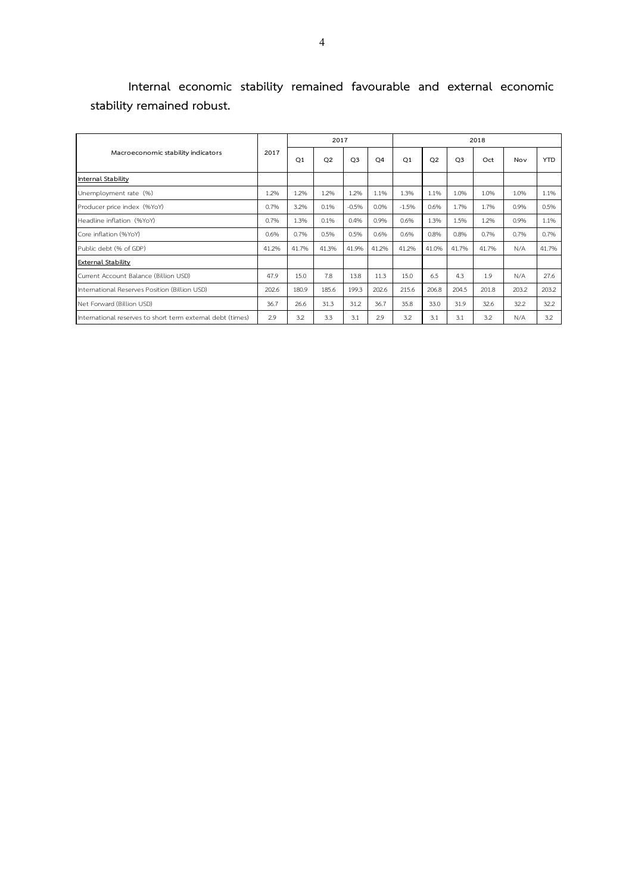**Internal economic stability remained favourable and external economic stability remained robust.**

| Macroeconomic stability indicators | 2017 | 2017 | | | | 2018 | | | | | |
|---|---|---|---|---|---|---|---|---|---|---|---|
| | | Q1 | Q2 | Q3 | Q4 | Q1 | Q2 | Q3 | Oct | Nov | YTD |
| **Internal Stability** | | | | | | | | | | | |
| Unemployment rate (%) | 1.2% | 1.2% | 1.2% | 1.2% | 1.1% | 1.3% | 1.1% | 1.0% | 1.0% | 1.0% | 1.1% |
| Producer price index (%YoY) | 0.7% | 3.2% | 0.1% | -0.5% | 0.0% | -1.5% | 0.6% | 1.7% | 1.7% | 0.9% | 0.5% |
| Headline inflation (%YoY) | 0.7% | 1.3% | 0.1% | 0.4% | 0.9% | 0.6% | 1.3% | 1.5% | 1.2% | 0.9% | 1.1% |
| Core inflation (%YoY) | 0.6% | 0.7% | 0.5% | 0.5% | 0.6% | 0.6% | 0.8% | 0.8% | 0.7% | 0.7% | 0.7% |
| Public debt (% of GDP) | 41.2% | 41.7% | 41.3% | 41.9% | 41.2% | 41.2% | 41.0% | 41.7% | 41.7% | N/A | 41.7% |
| **External Stability** | | | | | | | | | | | |
| Current Account Balance (Billion USD) | 47.9 | 15.0 | 7.8 | 13.8 | 11.3 | 15.0 | 6.5 | 4.3 | 1.9 | N/A | 27.6 |
| International Reserves Position (Billion USD) | 202.6 | 180.9 | 185.6 | 199.3 | 202.6 | 215.6 | 206.8 | 204.5 | 201.8 | 203.2 | 203.2 |
| Net Forward (Billion USD) | 36.7 | 26.6 | 31.3 | 31.2 | 36.7 | 35.8 | 33.0 | 31.9 | 32.6 | 32.2 | 32.2 |
| International reserves to short term external debt (times) | 2.9 | 3.2 | 3.3 | 3.1 | 2.9 | 3.2 | 3.1 | 3.1 | 3.2 | N/A | 3.2 |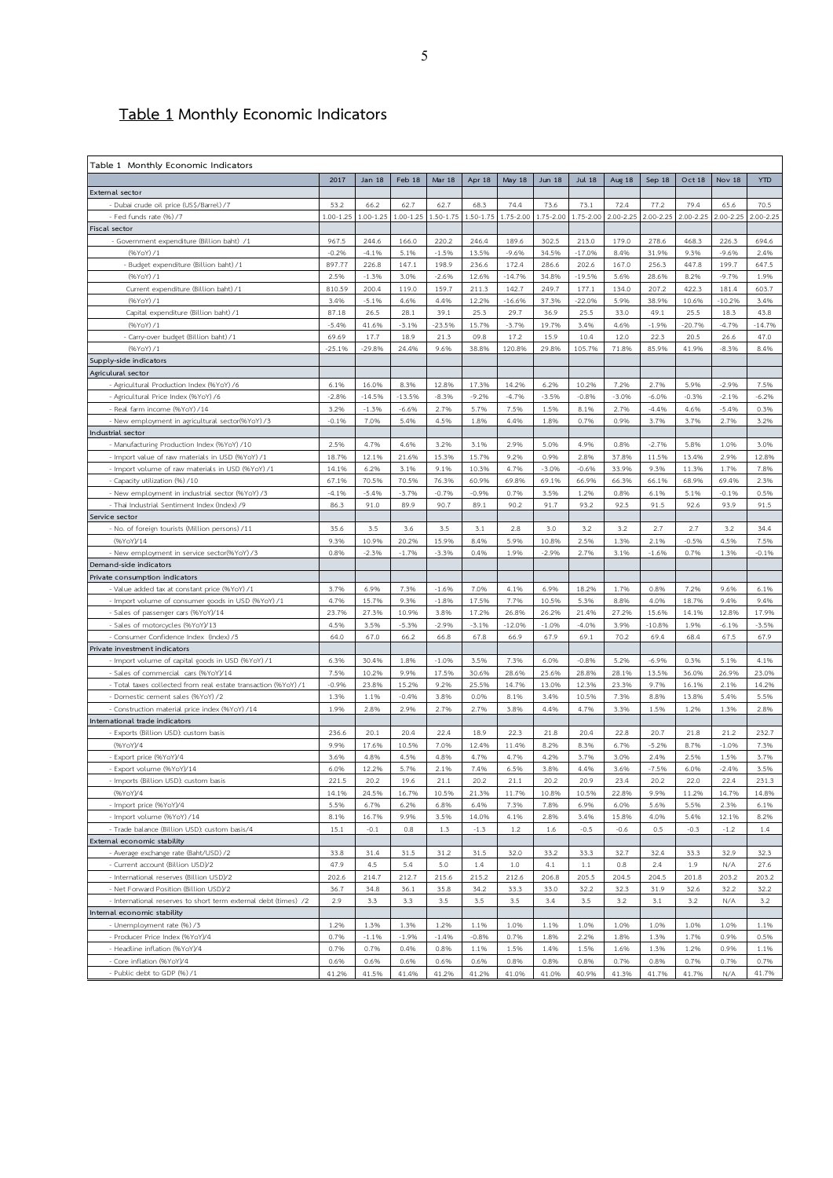## Table 1 Monthly Economic Indicators

| Table 1 Monthly Economic Indicators | 2017 | Jan 18 | Feb 18 | Mar 18 | Apr 18 | May 18 | Jun 18 | Jul 18 | Aug 18 | Sep 18 | Oct 18 | Nov 18 | YTD |
|---|---|---|---|---|---|---|---|---|---|---|---|---|---|
| External sector | | | | | | | | | | | | | |
| - Dubai crude oil price (US$/Barrel) /7 | 53.2 | 66.2 | 62.7 | 62.7 | 68.3 | 74.4 | 73.6 | 73.1 | 72.4 | 77.2 | 79.4 | 65.6 | 70.5 |
| - Fed funds rate (%) /7 | 1.00-1.25 | 1.00-1.25 | 1.00-1.25 | 1.50-1.75 | 1.50-1.75 | 1.75-2.00 | 1.75-2.00 | 1.75-2.00 | 2.00-2.25 | 2.00-2.25 | 2.00-2.25 | 2.00-2.25 | 2.00-2.25 |
| Fiscal sector | | | | | | | | | | | | | |
| - Government expenditure (Billion baht) /1 | 967.5 | 244.6 | 166.0 | 220.2 | 246.4 | 189.6 | 302.5 | 213.0 | 179.0 | 278.6 | 468.3 | 226.3 | 694.6 |
| (%YoY) /1 | -0.2% | -4.1% | 5.1% | -1.5% | 13.5% | -9.6% | 34.5% | -17.0% | 8.4% | 31.9% | 9.3% | -9.6% | 2.4% |
| - Budget expenditure (Billion baht) /1 | 897.77 | 226.8 | 147.1 | 198.9 | 236.6 | 172.4 | 286.6 | 202.6 | 167.0 | 256.3 | 447.8 | 199.7 | 647.5 |
| (%YoY) /1 | 2.5% | -1.3% | 3.0% | -2.6% | 12.6% | -14.7% | 34.8% | -19.5% | 5.6% | 28.6% | 8.2% | -9.7% | 1.9% |
| Current expenditure (Billion baht) /1 | 810.59 | 200.4 | 119.0 | 159.7 | 211.3 | 142.7 | 249.7 | 177.1 | 134.0 | 207.2 | 422.3 | 181.4 | 603.7 |
| (%YoY) /1 | 3.4% | -5.1% | 4.6% | 4.4% | 12.2% | -16.6% | 37.3% | -22.0% | 5.9% | 38.9% | 10.6% | -10.2% | 3.4% |
| Capital expenditure (Billion baht) /1 | 87.18 | 26.5 | 28.1 | 39.1 | 25.3 | 29.7 | 36.9 | 25.5 | 33.0 | 49.1 | 25.5 | 18.3 | 43.8 |
| (%YoY) /1 | -5.4% | 41.6% | -3.1% | -23.5% | 15.7% | -3.7% | 19.7% | 3.4% | 4.6% | -1.9% | -20.7% | -4.7% | -14.7% |
| - Carry-over budget (Billion baht) /1 | 69.69 | 17.7 | 18.9 | 21.3 | 09.8 | 17.2 | 15.9 | 10.4 | 12.0 | 22.3 | 20.5 | 26.6 | 47.0 |
| (%YoY) /1 | -25.1% | -29.8% | 24.4% | 9.6% | 38.8% | 120.8% | 29.8% | 105.7% | 71.8% | 85.9% | 41.9% | -8.3% | 8.4% |
| Supply-side indicators | | | | | | | | | | | | | |
| Agricultural sector | | | | | | | | | | | | | |
| - Agricultural Production Index (%YoY) /6 | 6.1% | 16.0% | 8.3% | 12.8% | 17.3% | 14.2% | 6.2% | 10.2% | 7.2% | 2.7% | 5.9% | -2.9% | 7.5% |
| - Agricultural Price Index (%YoY) /6 | -2.8% | -14.5% | -13.5% | -8.3% | -9.2% | -4.7% | -3.5% | -0.8% | -3.0% | -6.0% | -0.3% | -2.1% | -6.2% |
| - Real farm income (%YoY) /14 | 3.2% | -1.3% | -6.6% | 2.7% | 5.7% | 7.5% | 1.5% | 8.1% | 2.7% | -4.4% | 4.6% | -5.4% | 0.3% |
| - New employment in agricultural sector(%YoY) /3 | -0.1% | 7.0% | 5.4% | 4.5% | 1.8% | 4.4% | 1.8% | 0.7% | 0.9% | 3.7% | 3.7% | 2.7% | 3.2% |
| Industrial sector | | | | | | | | | | | | | |
| - Manufacturing Production Index (%YoY) /10 | 2.5% | 4.7% | 4.6% | 3.2% | 3.1% | 2.9% | 5.0% | 4.9% | 0.8% | -2.7% | 5.8% | 1.0% | 3.0% |
| - Import value of raw materials in USD (%YoY) /1 | 18.7% | 12.1% | 21.6% | 15.3% | 15.7% | 9.2% | 0.9% | 2.8% | 37.8% | 11.5% | 13.4% | 2.9% | 12.8% |
| - Import volume of raw materials in USD (%YoY) /1 | 14.1% | 6.2% | 3.1% | 9.1% | 10.3% | 4.7% | -3.0% | -0.6% | 33.9% | 9.3% | 11.3% | 1.7% | 7.8% |
| - Capacity utilization (%) /10 | 67.1% | 70.5% | 70.5% | 76.3% | 60.9% | 69.8% | 69.1% | 66.9% | 66.3% | 66.1% | 68.9% | 69.4% | 2.3% |
| - New employment in industrial sector (%YoY) /3 | -4.1% | -5.4% | -3.7% | -0.7% | -0.9% | 0.7% | 3.5% | 1.2% | 0.8% | 6.1% | 5.1% | -0.1% | 0.5% |
| - Thai Industrial Sentiment Index (Index) /9 | 86.3 | 91.0 | 89.9 | 90.7 | 89.1 | 90.2 | 91.7 | 93.2 | 92.5 | 91.5 | 92.6 | 93.9 | 91.5 |
| Service sector | | | | | | | | | | | | | |
| - No. of foreign tourists (Million persons) /11 | 35.6 | 3.5 | 3.6 | 3.5 | 3.1 | 2.8 | 3.0 | 3.2 | 3.2 | 2.7 | 2.7 | 3.2 | 34.4 |
| (%YoY)/14 | 9.3% | 10.9% | 20.2% | 15.9% | 8.4% | 5.9% | 10.8% | 2.5% | 1.3% | 2.1% | -0.5% | 4.5% | 7.5% |
| - New employment in service sector(%YoY) /3 | 0.8% | -2.3% | -1.7% | -3.3% | 0.4% | 1.9% | -2.9% | 2.7% | 3.1% | -1.6% | 0.7% | 1.3% | -0.1% |
| Demand-side indicators | | | | | | | | | | | | | |
| Private consumption indicators | | | | | | | | | | | | | |
| - Value added tax at constant price (%YoY) /1 | 3.7% | 6.9% | 7.3% | -1.6% | 7.0% | 4.1% | 6.9% | 18.2% | 1.7% | 0.8% | 7.2% | 9.6% | 6.1% |
| - Import volume of consumer goods in USD (%YoY) /1 | 4.7% | 15.7% | 9.3% | -1.8% | 17.5% | 7.7% | 10.5% | 5.3% | 8.8% | 4.0% | 18.7% | 9.4% | 9.4% |
| - Sales of passenger cars (%YoY)/14 | 23.7% | 27.3% | 10.9% | 3.8% | 17.2% | 26.8% | 26.2% | 21.4% | 27.2% | 15.6% | 14.1% | 12.8% | 17.9% |
| - Sales of motorcycles (%YoY)/14 | 4.5% | 3.5% | -5.3% | -2.9% | -3.1% | -12.0% | -1.0% | -4.0% | 3.9% | -10.8% | 1.9% | -6.1% | -3.5% |
| - Consumer Confidence Index (Index) /5 | 64.0 | 67.0 | 66.2 | 66.8 | 67.8 | 66.9 | 67.9 | 69.1 | 70.2 | 69.4 | 68.4 | 67.5 | 67.9 |
| Private investment indicators | | | | | | | | | | | | | |
| - Import volume of capital goods in USD (%YoY) /1 | 6.3% | 30.4% | 1.8% | -1.0% | 3.5% | 7.3% | 6.0% | -0.8% | 5.2% | -6.9% | 0.3% | 5.1% | 4.1% |
| - Sales of commercial cars (%YoY)/14 | 7.5% | 10.2% | 9.9% | 17.5% | 30.6% | 28.6% | 25.6% | 28.8% | 28.1% | 13.5% | 36.0% | 26.9% | 23.0% |
| - Total taxes collected from real estate transaction (%YoY) /1 | -0.9% | 23.8% | 15.2% | 9.2% | 25.5% | 14.7% | 13.0% | 12.3% | 23.3% | 9.7% | 16.1% | 2.1% | 14.2% |
| - Domestic cement sales (%YoY) /2 | 1.3% | 1.1% | -0.4% | 3.8% | 0.0% | 8.1% | 3.4% | 10.5% | 7.3% | 8.8% | 13.8% | 5.4% | 5.5% |
| - Construction material price index (%YoY) /14 | 1.9% | 2.8% | 2.9% | 2.7% | 2.7% | 3.8% | 4.4% | 4.7% | 3.3% | 1.5% | 1.2% | 1.3% | 2.8% |
| International trade indicators | | | | | | | | | | | | | |
| - Exports (Billion USD): custom basis | 236.6 | 20.1 | 20.4 | 22.4 | 18.9 | 22.3 | 21.8 | 20.4 | 22.8 | 20.7 | 21.8 | 21.2 | 232.7 |
| (%YoY)/4 | 9.9% | 17.6% | 10.5% | 7.0% | 12.4% | 11.4% | 8.2% | 8.3% | 6.7% | -5.2% | 8.7% | -1.0% | 7.3% |
| - Export price (%YoY)/4 | 3.6% | 4.8% | 4.5% | 4.8% | 4.7% | 4.7% | 4.2% | 3.7% | 3.0% | 2.4% | 2.5% | 1.5% | 3.7% |
| - Export volume (%YoY)/14 | 6.0% | 12.2% | 5.7% | 2.1% | 7.4% | 6.5% | 3.8% | 4.4% | 3.6% | -7.5% | 6.0% | -2.4% | 3.5% |
| - Imports (Billion USD): custom basis | 221.5 | 20.2 | 19.6 | 21.1 | 20.2 | 21.1 | 20.2 | 20.9 | 23.4 | 20.2 | 22.0 | 22.4 | 231.3 |
| (%YoY)/4 | 14.1% | 24.5% | 16.7% | 10.5% | 21.3% | 11.7% | 10.8% | 10.5% | 22.8% | 9.9% | 11.2% | 14.7% | 14.8% |
| - Import price (%YoY)/4 | 5.5% | 6.7% | 6.2% | 6.8% | 6.4% | 7.3% | 7.8% | 6.9% | 6.0% | 5.6% | 5.5% | 2.3% | 6.1% |
| - Import volume (%YoY) /14 | 8.1% | 16.7% | 9.9% | 3.5% | 14.0% | 4.1% | 2.8% | 3.4% | 15.8% | 4.0% | 5.4% | 12.1% | 8.2% |
| - Trade balance (Billion USD): custom basis/4 | 15.1 | -0.1 | 0.8 | 1.3 | -1.3 | 1.2 | 1.6 | -0.5 | -0.6 | 0.5 | -0.3 | -1.2 | 1.4 |
| External economic stability | | | | | | | | | | | | | |
| - Average exchange rate (Baht/USD) /2 | 33.8 | 31.4 | 31.5 | 31.2 | 31.5 | 32.0 | 33.2 | 33.3 | 32.7 | 32.4 | 33.3 | 32.9 | 32.3 |
| - Current account (Billion USD)/2 | 47.9 | 4.5 | 5.4 | 5.0 | 1.4 | 1.0 | 4.1 | 1.1 | 0.8 | 2.4 | 1.9 | N/A | 27.6 |
| - International reserves (Billion USD)/2 | 202.6 | 214.7 | 212.7 | 215.6 | 215.2 | 212.6 | 206.8 | 205.5 | 204.5 | 204.5 | 201.8 | 203.2 | 203.2 |
| - Net Forward Position (Billion USD)/2 | 36.7 | 34.8 | 36.1 | 35.8 | 34.2 | 33.3 | 33.0 | 32.2 | 32.3 | 31.9 | 32.6 | 32.2 | 32.2 |
| - International reserves to short term external debt (times) /2 | 2.9 | 3.3 | 3.3 | 3.5 | 3.5 | 3.5 | 3.4 | 3.5 | 3.2 | 3.1 | 3.2 | N/A | 3.2 |
| Internal economic stability | | | | | | | | | | | | | |
| - Unemployment rate (%) /3 | 1.2% | 1.3% | 1.3% | 1.2% | 1.1% | 1.0% | 1.1% | 1.0% | 1.0% | 1.0% | 1.0% | 1.0% | 1.1% |
| - Producer Price Index (%YoY)/4 | 0.7% | -1.1% | -1.9% | -1.4% | -0.8% | 0.7% | 1.8% | 2.2% | 1.8% | 1.3% | 1.7% | 0.9% | 0.5% |
| - Headline inflation (%YoY)/4 | 0.7% | 0.7% | 0.4% | 0.8% | 1.1% | 1.5% | 1.4% | 1.5% | 1.6% | 1.3% | 1.2% | 0.9% | 1.1% |
| - Core inflation (%YoY)/4 | 0.6% | 0.6% | 0.6% | 0.6% | 0.6% | 0.8% | 0.8% | 0.8% | 0.7% | 0.8% | 0.7% | 0.7% | 0.7% |
| - Public debt to GDP (%) /1 | 41.2% | 41.5% | 41.4% | 41.2% | 41.2% | 41.0% | 41.0% | 40.9% | 41.3% | 41.7% | 41.7% | N/A | 41.7% |